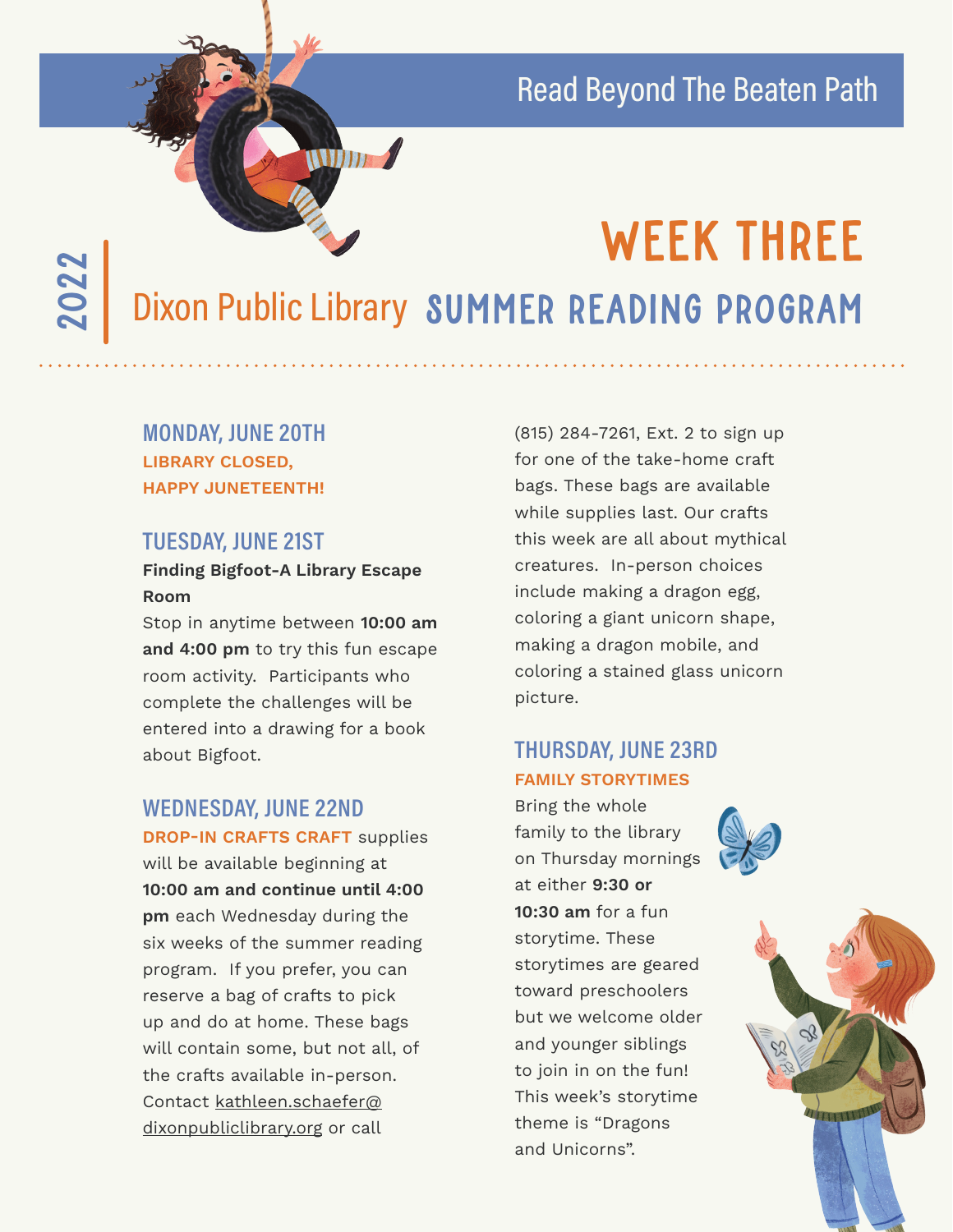Read Beyond The Beaten Path

# WEEK THREE

2022 Dixon Public Library **SUMMER READING PROGRAM**

## MONDAY, JUNE 20TH

**LIBRARY CLOSED, HAPPY JUNETEENTH!**

## TUESDAY, JUNE 21ST

**Finding Bigfoot-A Library Escape Room**

Stop in anytime between **10:00 am and 4:00 pm** to try this fun escape room activity. Participants who complete the challenges will be entered into a drawing for a book about Bigfoot.

## WEDNESDAY, JUNE 22ND

**DROP-IN CRAFTS CRAFT** supplies will be available beginning at **10:00 am and continue until 4:00 pm** each Wednesday during the six weeks of the summer reading program. If you prefer, you can reserve a bag of crafts to pick up and do at home. These bags will contain some, but not all, of the crafts available in-person. Contact kathleen.schaefer@dixonpubliclibrary.org or call (815) 284-7261, Ext. 2 to sign up for one of the take-home craft bags. These bags are available while supplies last. Our crafts this week are all about mythical creatures. In-person choices include making a dragon egg, coloring a giant unicorn shape, making a dragon mobile, and coloring a stained glass unicorn picture.

## THURSDAY, JUNE 23RD

**FAMILY STORYTIMES**

Bring the whole family to the library on Thursday mornings at either **9:30 or 10:30 am** for a fun storytime. These storytimes are geared toward preschoolers but we welcome older and younger siblings to join in on the fun! This week's storytime theme is "Dragons and Unicorns".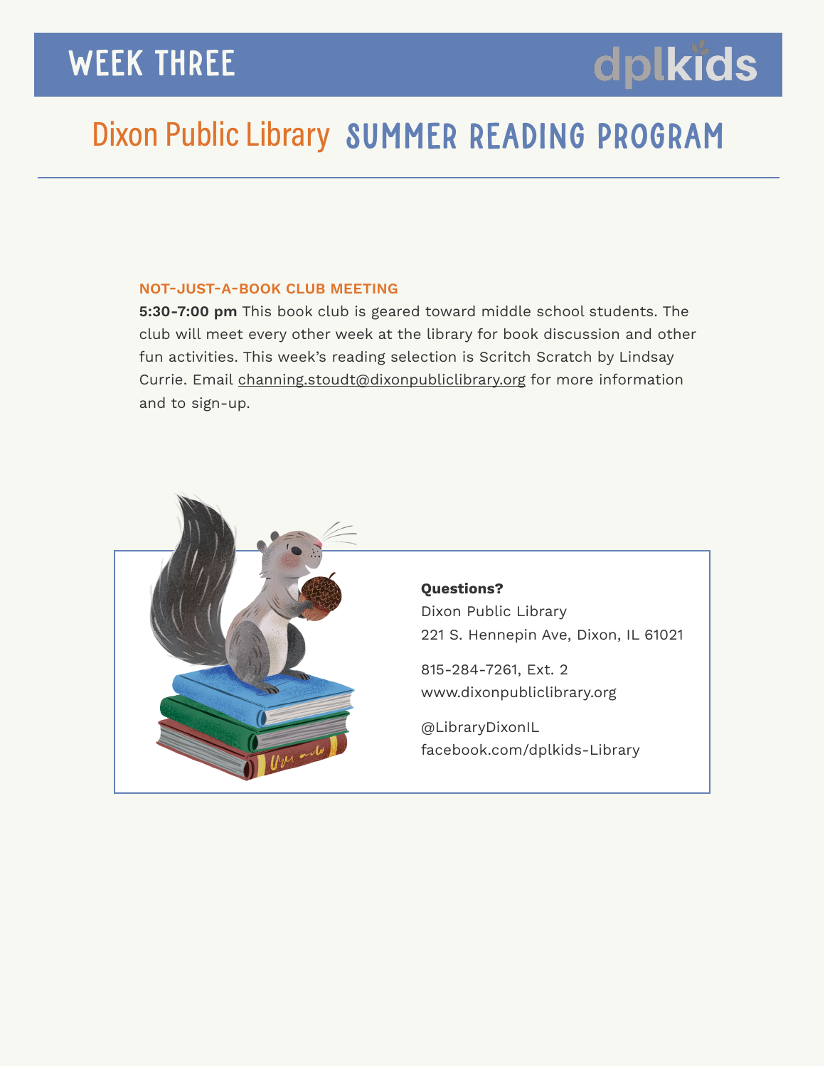# WEEK THREE

dplkids

## Dixon Public Library SUMMER READING PROGRAM

---

### NOT-JUST-A-BOOK CLUB MEETING

**5:30-7:00 pm** This book club is geared toward middle school students. The club will meet every other week at the library for book discussion and other fun activities. This week's reading selection is Scritch Scratch by Lindsay Currie. Email channing.stoudt@dixonpubliclibrary.org for more information and to sign-up.

**Questions?**
Dixon Public Library
221 S. Hennepin Ave, Dixon, IL 61021

815-284-7261, Ext. 2
www.dixonpubliclibrary.org

@LibraryDixonIL
facebook.com/dplkids-Library